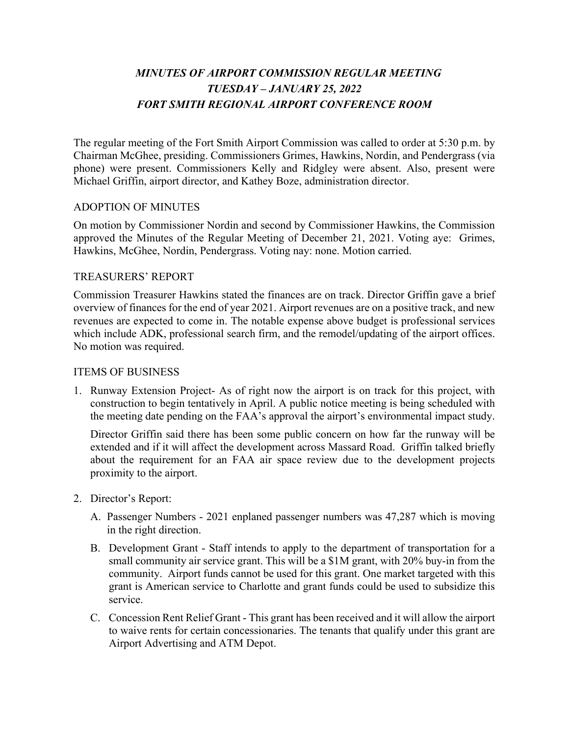# *MINUTES OF AIRPORT COMMISSION REGULAR MEETING*
# *TUESDAY – JANUARY 25, 2022*
# *FORT SMITH REGIONAL AIRPORT CONFERENCE ROOM*

The regular meeting of the Fort Smith Airport Commission was called to order at 5:30 p.m. by Chairman McGhee, presiding. Commissioners Grimes, Hawkins, Nordin, and Pendergrass (via phone) were present. Commissioners Kelly and Ridgley were absent. Also, present were Michael Griffin, airport director, and Kathey Boze, administration director.

## ADOPTION OF MINUTES

On motion by Commissioner Nordin and second by Commissioner Hawkins, the Commission approved the Minutes of the Regular Meeting of December 21, 2021. Voting aye: Grimes, Hawkins, McGhee, Nordin, Pendergrass. Voting nay: none. Motion carried.

## TREASURERS' REPORT

Commission Treasurer Hawkins stated the finances are on track. Director Griffin gave a brief overview of finances for the end of year 2021. Airport revenues are on a positive track, and new revenues are expected to come in. The notable expense above budget is professional services which include ADK, professional search firm, and the remodel/updating of the airport offices. No motion was required.

## ITEMS OF BUSINESS

1. Runway Extension Project- As of right now the airport is on track for this project, with construction to begin tentatively in April. A public notice meeting is being scheduled with the meeting date pending on the FAA's approval the airport's environmental impact study.

   Director Griffin said there has been some public concern on how far the runway will be extended and if it will affect the development across Massard Road. Griffin talked briefly about the requirement for an FAA air space review due to the development projects proximity to the airport.

2. Director's Report:

   A. Passenger Numbers - 2021 enplaned passenger numbers was 47,287 which is moving in the right direction.

   B. Development Grant - Staff intends to apply to the department of transportation for a small community air service grant. This will be a $1M grant, with 20% buy-in from the community. Airport funds cannot be used for this grant. One market targeted with this grant is American service to Charlotte and grant funds could be used to subsidize this service.

   C. Concession Rent Relief Grant - This grant has been received and it will allow the airport to waive rents for certain concessionaries. The tenants that qualify under this grant are Airport Advertising and ATM Depot.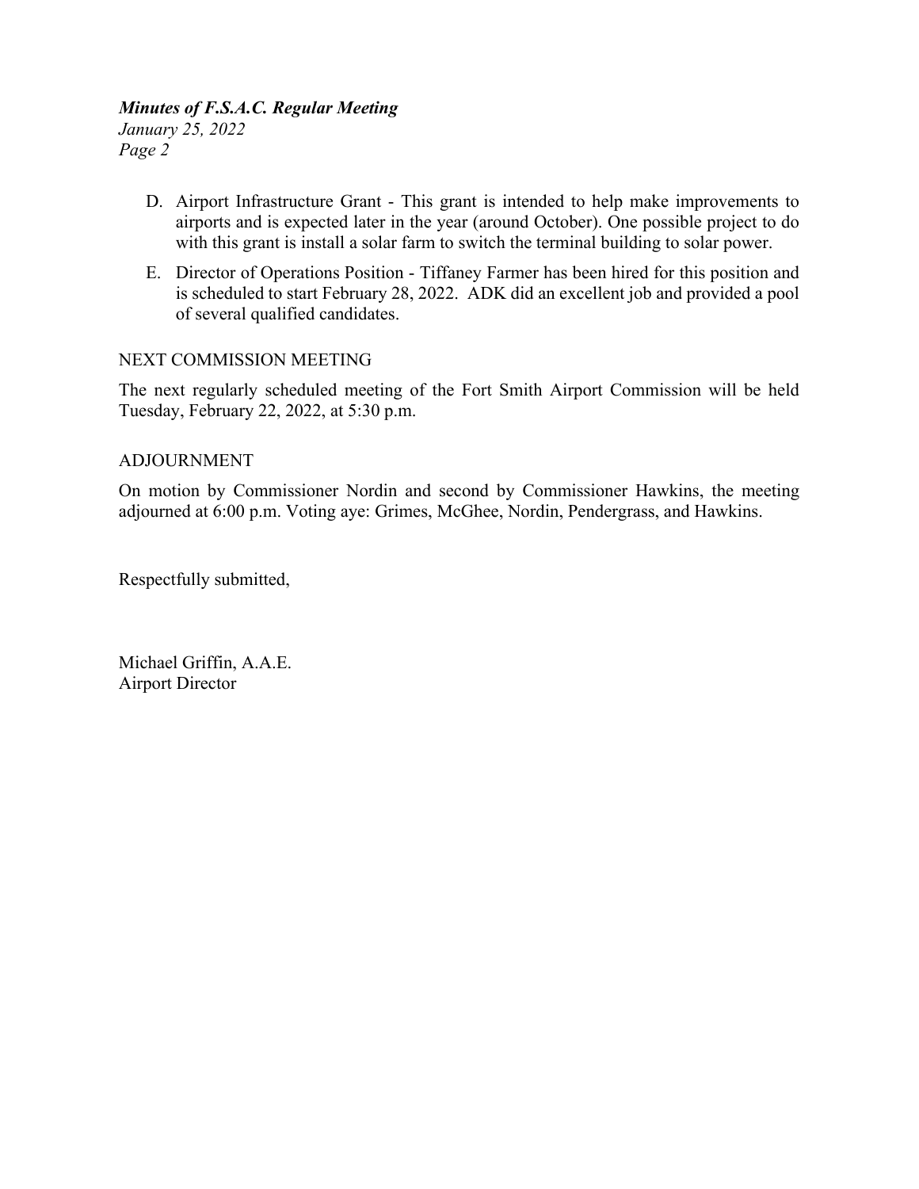D. Airport Infrastructure Grant - This grant is intended to help make improvements to airports and is expected later in the year (around October). One possible project to do with this grant is install a solar farm to switch the terminal building to solar power.

E. Director of Operations Position - Tiffaney Farmer has been hired for this position and is scheduled to start February 28, 2022. ADK did an excellent job and provided a pool of several qualified candidates.

NEXT COMMISSION MEETING

The next regularly scheduled meeting of the Fort Smith Airport Commission will be held Tuesday, February 22, 2022, at 5:30 p.m.

ADJOURNMENT

On motion by Commissioner Nordin and second by Commissioner Hawkins, the meeting adjourned at 6:00 p.m. Voting aye: Grimes, McGhee, Nordin, Pendergrass, and Hawkins.

Respectfully submitted,

Michael Griffin, A.A.E.
Airport Director